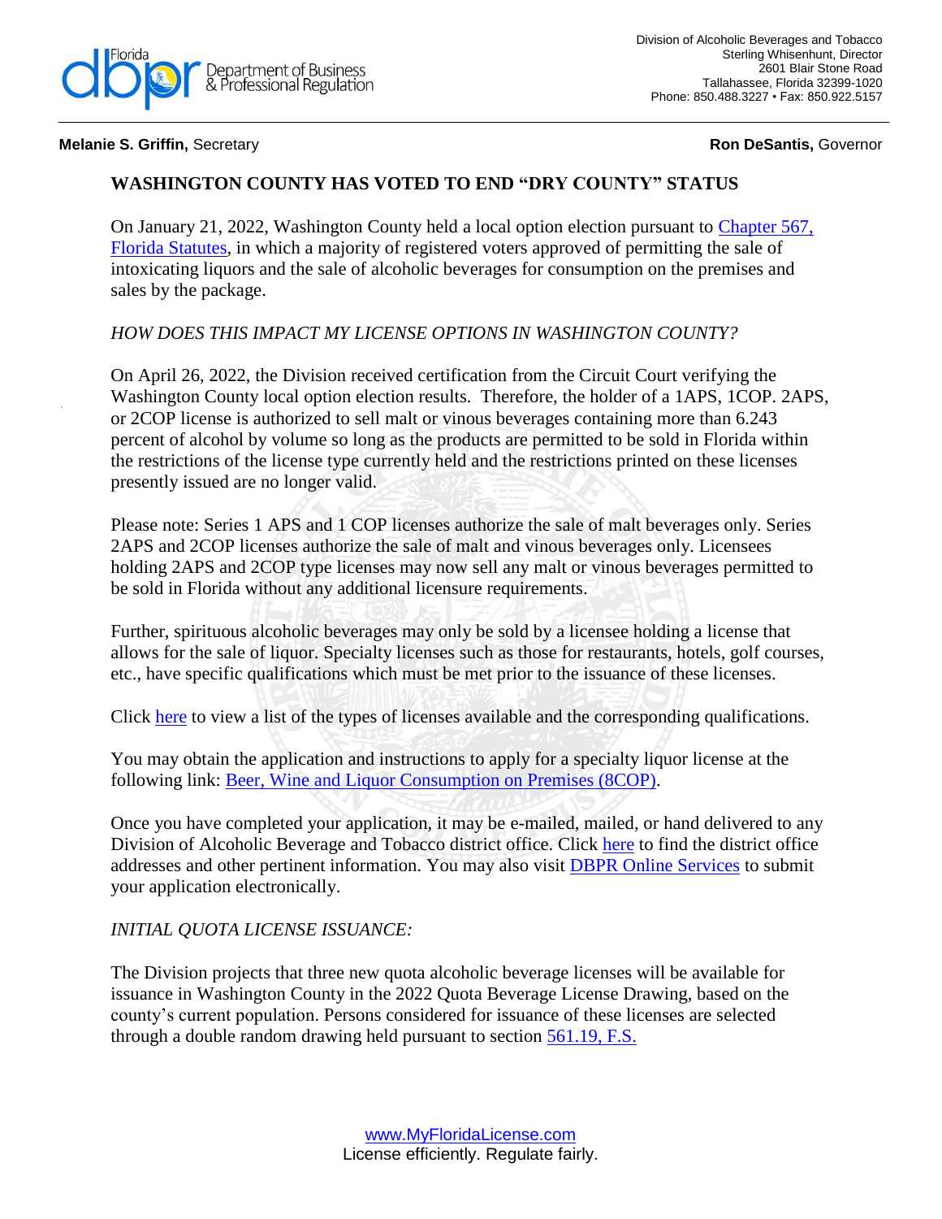Division of Alcoholic Beverages and Tobacco
Sterling Whisenhunt, Director
2601 Blair Stone Road
Tallahassee, Florida 32399-1020
Phone: 850.488.3227 • Fax: 850.922.5157

**Melanie S. Griffin,** Secretary **Ron DeSantis,** Governor

# WASHINGTON COUNTY HAS VOTED TO END "DRY COUNTY" STATUS

On January 21, 2022, Washington County held a local option election pursuant to Chapter 567, Florida Statutes, in which a majority of registered voters approved of permitting the sale of intoxicating liquors and the sale of alcoholic beverages for consumption on the premises and sales by the package.

*HOW DOES THIS IMPACT MY LICENSE OPTIONS IN WASHINGTON COUNTY?*

On April 26, 2022, the Division received certification from the Circuit Court verifying the Washington County local option election results. Therefore, the holder of a 1APS, 1COP. 2APS, or 2COP license is authorized to sell malt or vinous beverages containing more than 6.243 percent of alcohol by volume so long as the products are permitted to be sold in Florida within the restrictions of the license type currently held and the restrictions printed on these licenses presently issued are no longer valid.

Please note: Series 1 APS and 1 COP licenses authorize the sale of malt beverages only. Series 2APS and 2COP licenses authorize the sale of malt and vinous beverages only. Licensees holding 2APS and 2COP type licenses may now sell any malt or vinous beverages permitted to be sold in Florida without any additional licensure requirements.

Further, spirituous alcoholic beverages may only be sold by a licensee holding a license that allows for the sale of liquor. Specialty licenses such as those for restaurants, hotels, golf courses, etc., have specific qualifications which must be met prior to the issuance of these licenses.

Click here to view a list of the types of licenses available and the corresponding qualifications.

You may obtain the application and instructions to apply for a specialty liquor license at the following link: Beer, Wine and Liquor Consumption on Premises (8COP).

Once you have completed your application, it may be e-mailed, mailed, or hand delivered to any Division of Alcoholic Beverage and Tobacco district office. Click here to find the district office addresses and other pertinent information. You may also visit DBPR Online Services to submit your application electronically.

*INITIAL QUOTA LICENSE ISSUANCE:*

The Division projects that three new quota alcoholic beverage licenses will be available for issuance in Washington County in the 2022 Quota Beverage License Drawing, based on the county's current population. Persons considered for issuance of these licenses are selected through a double random drawing held pursuant to section 561.19, F.S.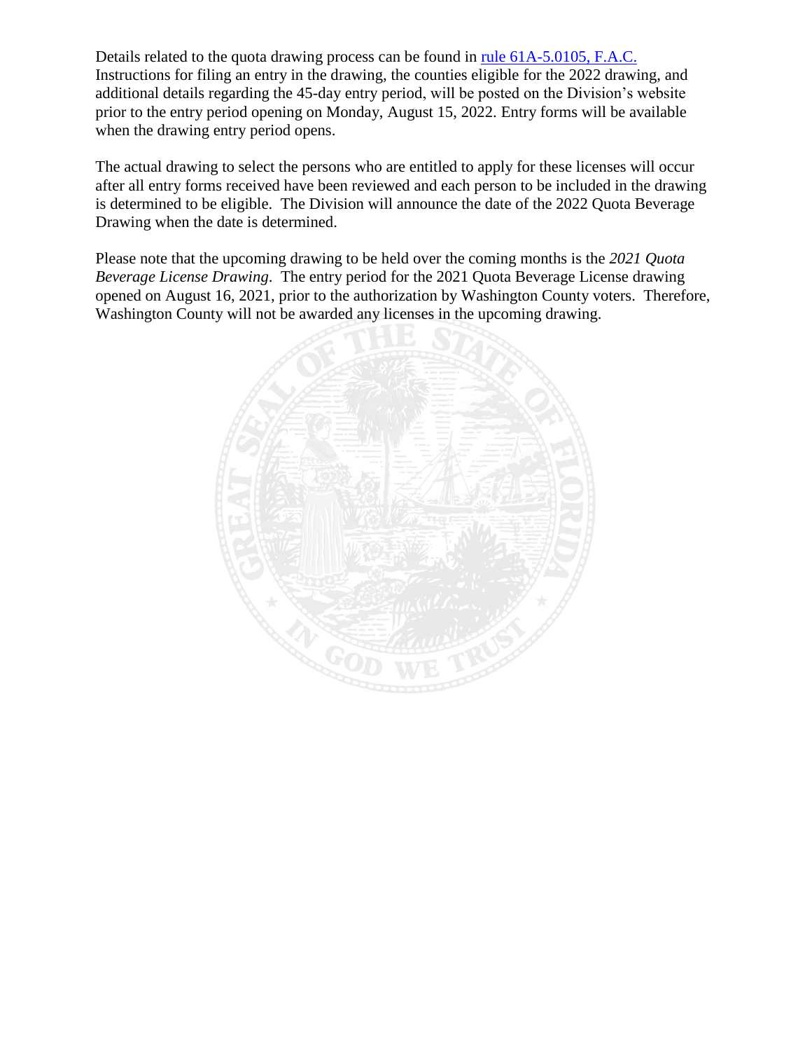Details related to the quota drawing process can be found in [rule 61A-5.0105, F.A.C.](rule 61A-5.0105, F.A.C.) Instructions for filing an entry in the drawing, the counties eligible for the 2022 drawing, and additional details regarding the 45-day entry period, will be posted on the Division's website prior to the entry period opening on Monday, August 15, 2022. Entry forms will be available when the drawing entry period opens.

The actual drawing to select the persons who are entitled to apply for these licenses will occur after all entry forms received have been reviewed and each person to be included in the drawing is determined to be eligible. The Division will announce the date of the 2022 Quota Beverage Drawing when the date is determined.

Please note that the upcoming drawing to be held over the coming months is the *2021 Quota Beverage License Drawing*. The entry period for the 2021 Quota Beverage License drawing opened on August 16, 2021, prior to the authorization by Washington County voters. Therefore, Washington County will not be awarded any licenses in the upcoming drawing.